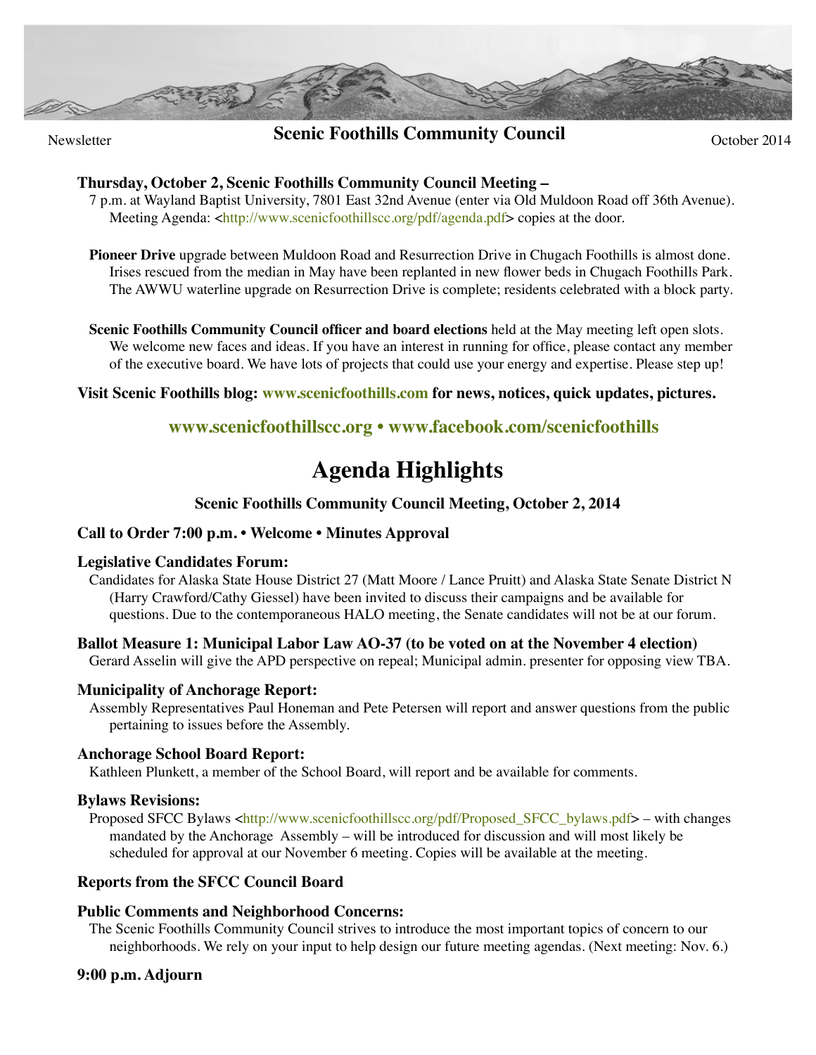Newsletter

# Scenic Foothills Community Council

October 2014

**Thursday, October 2, Scenic Foothills Community Council Meeting –**

7 p.m. at Wayland Baptist University, 7801 East 32nd Avenue (enter via Old Muldoon Road off 36th Avenue). Meeting Agenda: <http://www.scenicfoothillscc.org/pdf/agenda.pdf> copies at the door.

**Pioneer Drive** upgrade between Muldoon Road and Resurrection Drive in Chugach Foothills is almost done. Irises rescued from the median in May have been replanted in new flower beds in Chugach Foothills Park. The AWWU waterline upgrade on Resurrection Drive is complete; residents celebrated with a block party.

**Scenic Foothills Community Council officer and board elections** held at the May meeting left open slots. We welcome new faces and ideas. If you have an interest in running for office, please contact any member of the executive board. We have lots of projects that could use your energy and expertise. Please step up!

**Visit Scenic Foothills blog: www.scenicfoothills.com for news, notices, quick updates, pictures.**

**www.scenicfoothillscc.org • www.facebook.com/scenicfoothills**

## Agenda Highlights

**Scenic Foothills Community Council Meeting, October 2, 2014**

**Call to Order 7:00 p.m. • Welcome • Minutes Approval**

**Legislative Candidates Forum:**

Candidates for Alaska State House District 27 (Matt Moore / Lance Pruitt) and Alaska State Senate District N (Harry Crawford/Cathy Giessel) have been invited to discuss their campaigns and be available for questions. Due to the contemporaneous HALO meeting, the Senate candidates will not be at our forum.

**Ballot Measure 1: Municipal Labor Law AO-37 (to be voted on at the November 4 election)**

Gerard Asselin will give the APD perspective on repeal; Municipal admin. presenter for opposing view TBA.

**Municipality of Anchorage Report:**

Assembly Representatives Paul Honeman and Pete Petersen will report and answer questions from the public pertaining to issues before the Assembly.

**Anchorage School Board Report:**

Kathleen Plunkett, a member of the School Board, will report and be available for comments.

**Bylaws Revisions:**

Proposed SFCC Bylaws <http://www.scenicfoothillscc.org/pdf/Proposed_SFCC_bylaws.pdf> – with changes mandated by the Anchorage Assembly – will be introduced for discussion and will most likely be scheduled for approval at our November 6 meeting. Copies will be available at the meeting.

**Reports from the SFCC Council Board**

**Public Comments and Neighborhood Concerns:**

The Scenic Foothills Community Council strives to introduce the most important topics of concern to our neighborhoods. We rely on your input to help design our future meeting agendas. (Next meeting: Nov. 6.)

**9:00 p.m. Adjourn**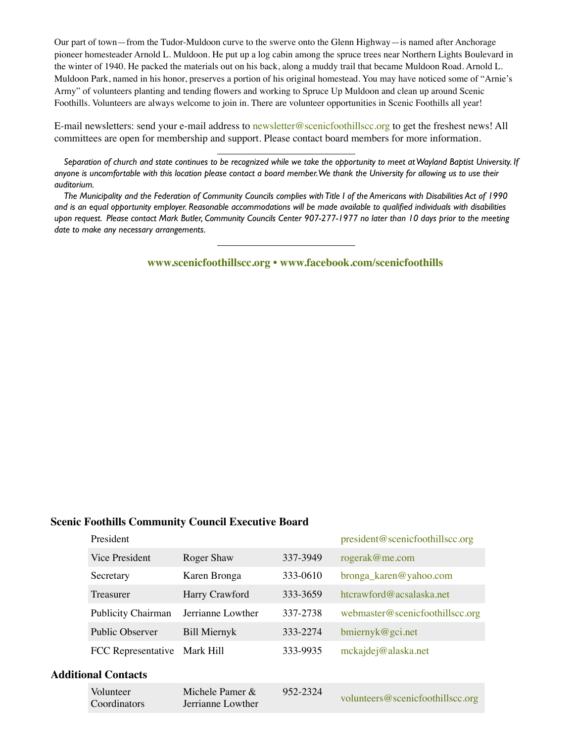Our part of town—from the Tudor-Muldoon curve to the swerve onto the Glenn Highway—is named after Anchorage pioneer homesteader Arnold L. Muldoon. He put up a log cabin among the spruce trees near Northern Lights Boulevard in the winter of 1940. He packed the materials out on his back, along a muddy trail that became Muldoon Road. Arnold L. Muldoon Park, named in his honor, preserves a portion of his original homestead. You may have noticed some of "Arnie's Army" of volunteers planting and tending flowers and working to Spruce Up Muldoon and clean up around Scenic Foothills. Volunteers are always welcome to join in. There are volunteer opportunities in Scenic Foothills all year!

E-mail newsletters: send your e-mail address to newsletter@scenicfoothillscc.org to get the freshest news! All committees are open for membership and support. Please contact board members for more information.

---

*Separation of church and state continues to be recognized while we take the opportunity to meet at Wayland Baptist University. If anyone is uncomfortable with this location please contact a board member. We thank the University for allowing us to use their auditorium.*

*The Municipality and the Federation of Community Councils complies with Title I of the Americans with Disabilities Act of 1990 and is an equal opportunity employer. Reasonable accommodations will be made available to qualified individuals with disabilities upon request. Please contact Mark Butler, Community Councils Center 907-277-1977 no later than 10 days prior to the meeting date to make any necessary arrangements.*

---

**www.scenicfoothillscc.org • www.facebook.com/scenicfoothills**

## Scenic Foothills Community Council Executive Board

| | | | |
|---|---|---|---|
| President | | | president@scenicfoothillscc.org |
| Vice President | Roger Shaw | 337-3949 | rogerak@me.com |
| Secretary | Karen Bronga | 333-0610 | bronga_karen@yahoo.com |
| Treasurer | Harry Crawford | 333-3659 | htcrawford@acsalaska.net |
| Publicity Chairman | Jerrianne Lowther | 337-2738 | webmaster@scenicfoothillscc.org |
| Public Observer | Bill Miernyk | 333-2274 | bmiernyk@gci.net |
| FCC Representative | Mark Hill | 333-9935 | mckajdej@alaska.net |

## Additional Contacts

| | | | |
|---|---|---|---|
| Volunteer Coordinators | Michele Pamer & Jerrianne Lowther | 952-2324 | volunteers@scenicfoothillscc.org |